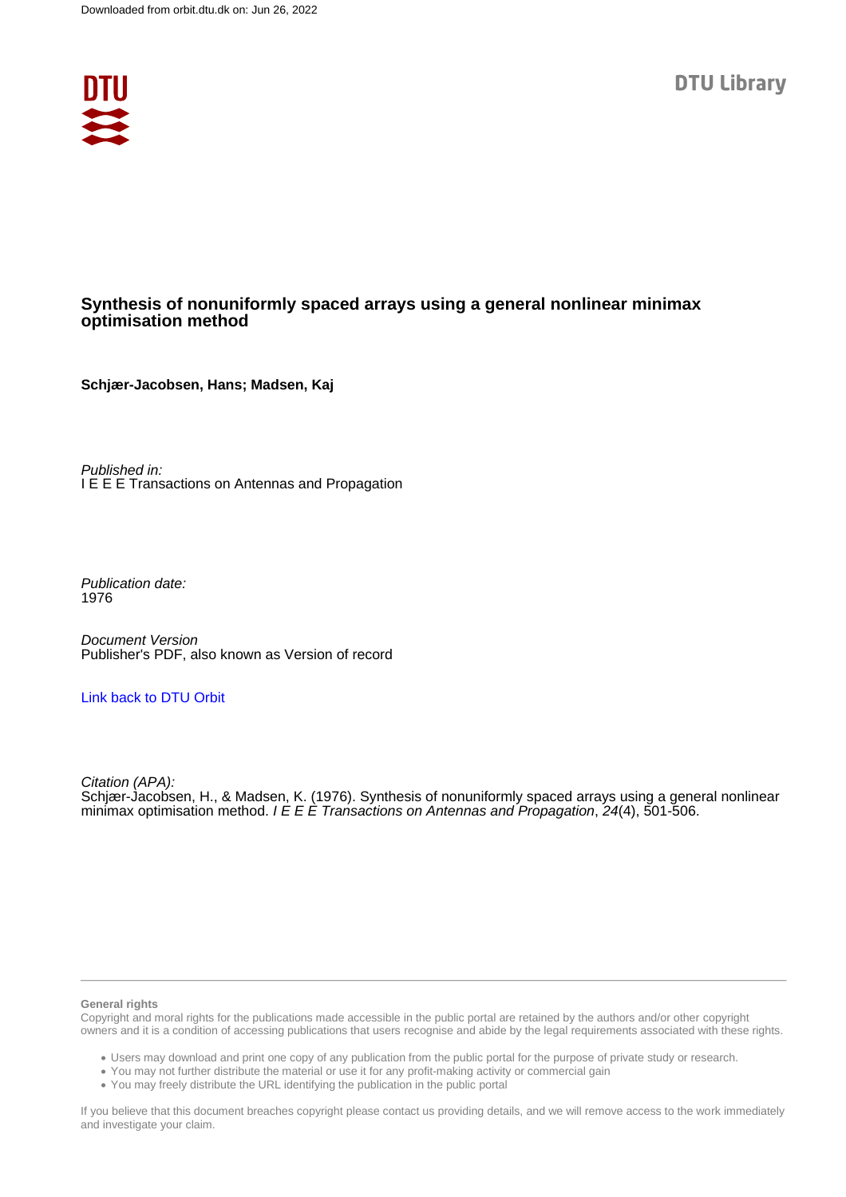Downloaded from orbit.dtu.dk on: Jun 26, 2022

DTU Library

# Synthesis of nonuniformly spaced arrays using a general nonlinear minimax optimisation method

**Schjær-Jacobsen, Hans; Madsen, Kaj**

*Published in:*
I E E E Transactions on Antennas and Propagation

*Publication date:*
1976

*Document Version*
Publisher's PDF, also known as Version of record

Link back to DTU Orbit

*Citation (APA):*
Schjær-Jacobsen, H., & Madsen, K. (1976). Synthesis of nonuniformly spaced arrays using a general nonlinear minimax optimisation method. *I E E E Transactions on Antennas and Propagation*, *24*(4), 501-506.

**General rights**
Copyright and moral rights for the publications made accessible in the public portal are retained by the authors and/or other copyright owners and it is a condition of accessing publications that users recognise and abide by the legal requirements associated with these rights.

- Users may download and print one copy of any publication from the public portal for the purpose of private study or research.
- You may not further distribute the material or use it for any profit-making activity or commercial gain
- You may freely distribute the URL identifying the publication in the public portal

If you believe that this document breaches copyright please contact us providing details, and we will remove access to the work immediately and investigate your claim.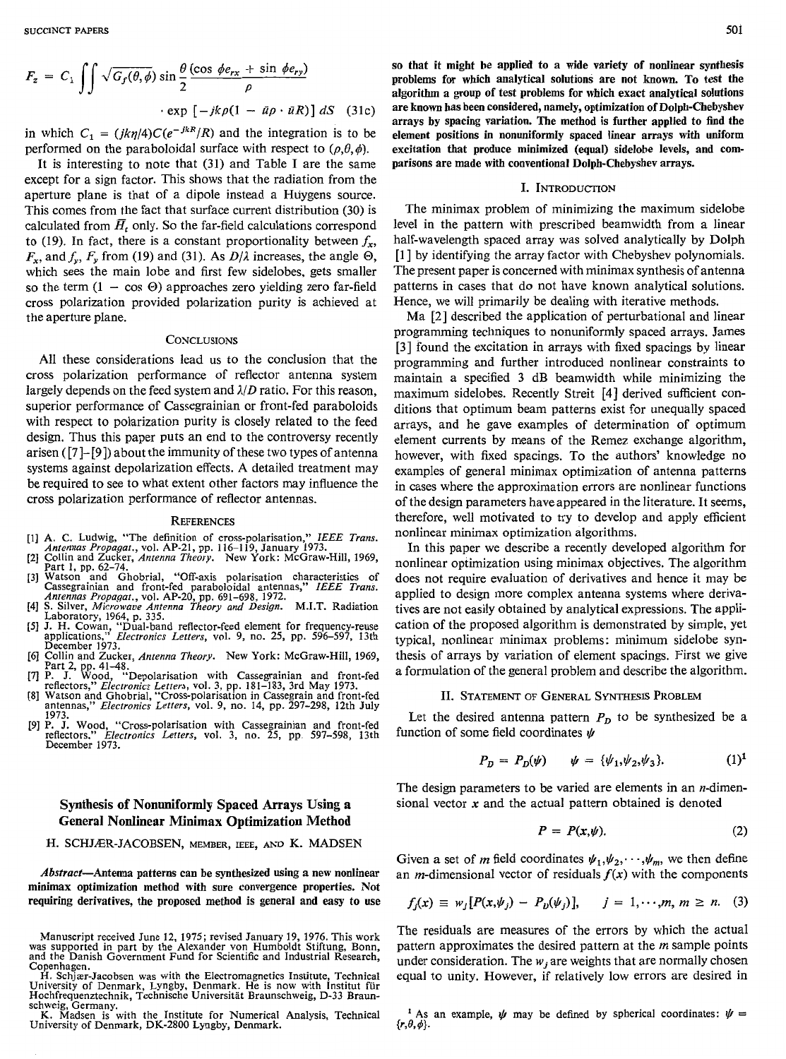$$F_z = C_1 \iint \sqrt{G_f(\theta,\phi)} \sin\frac{\theta}{2} \frac{(\cos\phi e_{rx} + \sin\phi e_{ry})}{\rho} \cdot \exp[-jk\rho(1 - \bar{u}\rho \cdot \bar{u}R)]\, dS \quad (31c)$$

in which $C_1 = (jk\eta/4)C(e^{-jkR}/R)$ and the integration is to be performed on the paraboloidal surface with respect to $(\rho,\theta,\phi)$.

It is interesting to note that (31) and Table I are the same except for a sign factor. This shows that the radiation from the aperture plane is that of a dipole instead a Huygens source. This comes from the fact that surface current distribution (30) is calculated from $\bar{H}_t$ only. So the far-field calculations correspond to (19). In fact, there is a constant proportionality between $f_x$, $F_x$, and $f_y$, $F_y$ from (19) and (31). As $D/\lambda$ increases, the angle $\Theta$, which sees the main lobe and first few sidelobes, gets smaller so the term $(1 - \cos\Theta)$ approaches zero yielding zero far-field cross polarization provided polarization purity is achieved at the aperture plane.

## Conclusions

All these considerations lead us to the conclusion that the cross polarization performance of reflector antenna system largely depends on the feed system and $\lambda/D$ ratio. For this reason, superior performance of Cassegrainian or front-fed paraboloids with respect to polarization purity is closely related to the feed design. Thus this paper puts an end to the controversy recently arisen ([7]–[9]) about the immunity of these two types of antenna systems against depolarization effects. A detailed treatment may be required to see to what extent other factors may influence the cross polarization performance of reflector antennas.

## References

[1] A. C. Ludwig, "The definition of cross-polarisation," *IEEE Trans. Antennas Propagat.*, vol. AP-21, pp. 116–119, January 1973.
[2] Collin and Zucker, *Antenna Theory*. New York: McGraw-Hill, 1969, Part 1, pp. 62–74.
[3] Watson and Ghobrial, "Off-axis polarisation characteristics of Cassegrainian and front-fed paraboloidal antennas," *IEEE Trans. Antennas Propagat.*, vol. AP-20, pp. 691–698, 1972.
[4] S. Silver, *Microwave Antenna Theory and Design*. M.I.T. Radiation Laboratory, 1964, p. 335.
[5] J. H. Cowan, "Dual-band reflector-feed element for frequency-reuse applications," *Electronics Letters*, vol. 9, no. 25, pp. 596–597, 13th December 1973.
[6] Collin and Zucker, *Antenna Theory*. New York: McGraw-Hill, 1969, Part 2, pp. 41–48.
[7] P. J. Wood, "Depolarisation with Cassegrainian and front-fed reflectors," *Electronics Letters*, vol. 3, pp. 181–183, 3rd May 1973.
[8] Watson and Ghobrial, "Cross-polarisation in Cassegrain and front-fed antennas," *Electronics Letters*, vol. 9, no. 14, pp. 297–298, 12th July 1973.
[9] P. J. Wood, "Cross-polarisation with Cassegrainian and front-fed reflectors." *Electronics Letters*, vol. 3, no. 25, pp. 597–598, 13th December 1973.

# Synthesis of Nonuniformly Spaced Arrays Using a General Nonlinear Minimax Optimization Method

H. SCHJÆR-JACOBSEN, MEMBER, IEEE, AND K. MADSEN

***Abstract*—Antenna patterns can be synthesized using a new nonlinear minimax optimization method with sure convergence properties. Not requiring derivatives, the proposed method is general and easy to use so that it might be applied to a wide variety of nonlinear synthesis problems for which analytical solutions are not known. To test the algorithm a group of test problems for which exact analytical solutions are known has been considered, namely, optimization of Dolph-Chebyshev arrays by spacing variation. The method is further applied to find the element positions in nonuniformly spaced linear arrays with uniform excitation that produce minimized (equal) sidelobe levels, and comparisons are made with conventional Dolph-Chebyshev arrays.**

Manuscript received June 12, 1975; revised January 19, 1976. This work was supported in part by the Alexander von Humboldt Stiftung, Bonn, and the Danish Government Fund for Scientific and Industrial Research, Copenhagen.

H. Schjær-Jacobsen was with the Electromagnetics Insitute, Technical University of Denmark, Lyngby, Denmark. He is now with Institut für Hochfrequenztechnik, Technische Universität Braunschweig, D-33 Braunschweig, Germany.

K. Madsen is with the Institute for Numerical Analysis, Technical University of Denmark, DK-2800 Lyngby, Denmark.

## I. Introduction

The minimax problem of minimizing the maximum sidelobe level in the pattern with prescribed beamwidth from a linear half-wavelength spaced array was solved analytically by Dolph [1] by identifying the array factor with Chebyshev polynomials. The present paper is concerned with minimax synthesis of antenna patterns in cases that do not have known analytical solutions. Hence, we will primarily be dealing with iterative methods.

Ma [2] described the application of perturbational and linear programming techniques to nonuniformly spaced arrays. James [3] found the excitation in arrays with fixed spacings by linear programming and further introduced nonlinear constraints to maintain a specified 3 dB beamwidth while minimizing the maximum sidelobes. Recently Streit [4] derived sufficient conditions that optimum beam patterns exist for unequally spaced arrays, and he gave examples of determination of optimum element currents by means of the Remez exchange algorithm, however, with fixed spacings. To the authors' knowledge no examples of general minimax optimization of antenna patterns in cases where the approximation errors are nonlinear functions of the design parameters have appeared in the literature. It seems, therefore, well motivated to try to develop and apply efficient nonlinear minimax optimization algorithms.

In this paper we describe a recently developed algorithm for nonlinear optimization using minimax objectives. The algorithm does not require evaluation of derivatives and hence it may be applied to design more complex antenna systems where derivatives are not easily obtained by analytical expressions. The application of the proposed algorithm is demonstrated by simple, yet typical, nonlinear minimax problems: minimum sidelobe synthesis of arrays by variation of element spacings. First we give a formulation of the general problem and describe the algorithm.

## II. Statement of General Synthesis Problem

Let the desired antenna pattern $P_D$ to be synthesized be a function of some field coordinates $\psi$

$$P_D = P_D(\psi) \qquad \psi = \{\psi_1,\psi_2,\psi_3\}. \quad (1)^1$$

The design parameters to be varied are elements in an $n$-dimensional vector $x$ and the actual pattern obtained is denoted

$$P = P(x,\psi). \quad (2)$$

Given a set of $m$ field coordinates $\psi_1,\psi_2,\cdots,\psi_m$, we then define an $m$-dimensional vector of residuals $f(x)$ with the components

$$f_j(x) \equiv w_j[P(x,\psi_j) - P_D(\psi_j)], \qquad j = 1,\cdots,m,\ m \geq n. \quad (3)$$

The residuals are measures of the errors by which the actual pattern approximates the desired pattern at the $m$ sample points under consideration. The $w_j$ are weights that are normally chosen equal to unity. However, if relatively low errors are desired in

[1] As an example, $\psi$ may be defined by spherical coordinates: $\psi = \{r,\theta,\phi\}$.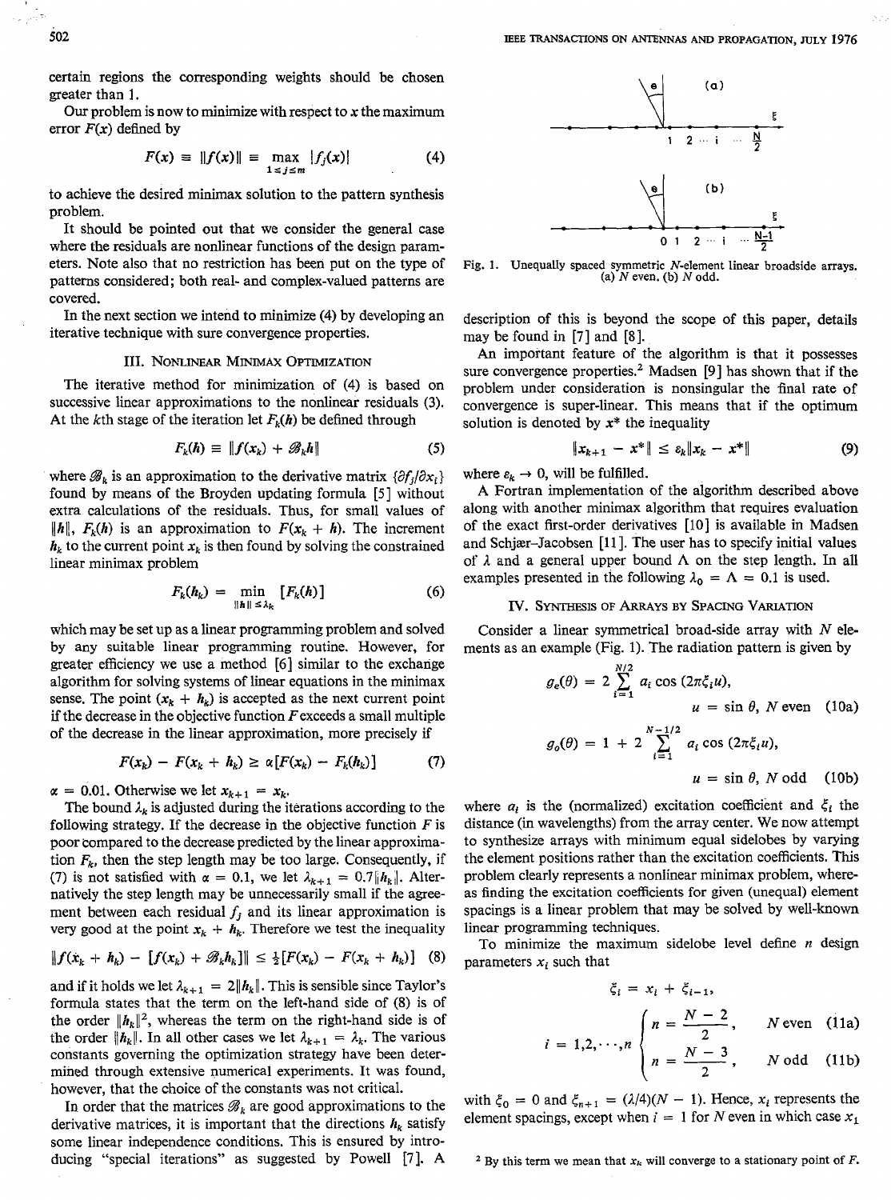certain regions the corresponding weights should be chosen greater than 1.

Our problem is now to minimize with respect to $x$ the maximum error $F(x)$ defined by

$$F(x) \equiv \|f(x)\| \equiv \max_{1 \le j \le m} |f_j(x)| \tag{4}$$

to achieve the desired minimax solution to the pattern synthesis problem.

It should be pointed out that we consider the general case where the residuals are nonlinear functions of the design parameters. Note also that no restriction has been put on the type of patterns considered; both real- and complex-valued patterns are covered.

In the next section we intend to minimize (4) by developing an iterative technique with sure convergence properties.

## III. Nonlinear Minimax Optimization

The iterative method for minimization of (4) is based on successive linear approximations to the nonlinear residuals (3). At the $k$th stage of the iteration let $F_k(h)$ be defined through

$$F_k(h) \equiv \|f(x_k) + \mathscr{B}_k h\| \tag{5}$$

where $\mathscr{B}_k$ is an approximation to the derivative matrix $\{\partial f_j/\partial x_i\}$ found by means of the Broyden updating formula [5] without extra calculations of the residuals. Thus, for small values of $\|h\|$, $F_k(h)$ is an approximation to $F(x_k + h)$. The increment $h_k$ to the current point $x_k$ is then found by solving the constrained linear minimax problem

$$F_k(h_k) = \min_{\|h\| \le \lambda_k} [F_k(h)] \tag{6}$$

which may be set up as a linear programming problem and solved by any suitable linear programming routine. However, for greater efficiency we use a method [6] similar to the exchange algorithm for solving systems of linear equations in the minimax sense. The point $(x_k + h_k)$ is accepted as the next current point if the decrease in the objective function $F$ exceeds a small multiple of the decrease in the linear approximation, more precisely if

$$F(x_k) - F(x_k + h_k) \ge \alpha[F(x_k) - F_k(h_k)] \tag{7}$$

$\alpha = 0.01$. Otherwise we let $x_{k+1} = x_k$.

The bound $\lambda_k$ is adjusted during the iterations according to the following strategy. If the decrease in the objective function $F$ is poor compared to the decrease predicted by the linear approximation $F_k$, then the step length may be too large. Consequently, if (7) is not satisfied with $\alpha = 0.1$, we let $\lambda_{k+1} = 0.7\|h_k\|$. Alternatively the step length may be unnecessarily small if the agreement between each residual $f_j$ and its linear approximation is very good at the point $x_k + h_k$. Therefore we test the inequality

$$\|f(x_k + h_k) - [f(x_k) + \mathscr{B}_k h_k]\| \le \tfrac{1}{4}[F(x_k) - F(x_k + h_k)] \tag{8}$$

and if it holds we let $\lambda_{k+1} = 2\|h_k\|$. This is sensible since Taylor's formula states that the term on the left-hand side of (8) is of the order $\|h_k\|^2$, whereas the term on the right-hand side is of the order $\|h_k\|$. In all other cases we let $\lambda_{k+1} = \lambda_k$. The various constants governing the optimization strategy have been determined through extensive numerical experiments. It was found, however, that the choice of the constants was not critical.

In order that the matrices $\mathscr{B}_k$ are good approximations to the derivative matrices, it is important that the directions $h_k$ satisfy some linear independence conditions. This is ensured by introducing "special iterations" as suggested by Powell [7]. A description of this is beyond the scope of this paper, details may be found in [7] and [8].

An important feature of the algorithm is that it possesses sure convergence properties.[2] Madsen [9] has shown that if the problem under consideration is nonsingular the final rate of convergence is super-linear. This means that if the optimum solution is denoted by $x^*$ the inequality

$$\|x_{k+1} - x^*\| \le \varepsilon_k \|x_k - x^*\| \tag{9}$$

where $\varepsilon_k \to 0$, will be fulfilled.

A Fortran implementation of the algorithm described above along with another minimax algorithm that requires evaluation of the exact first-order derivatives [10] is available in Madsen and Schjær-Jacobsen [11]. The user has to specify initial values of $\lambda$ and a general upper bound $\Lambda$ on the step length. In all examples presented in the following $\lambda_0 = \Lambda = 0.1$ is used.

Fig. 1. Unequally spaced symmetric $N$-element linear broadside arrays. (a) $N$ even. (b) $N$ odd.

## IV. Synthesis of Arrays by Spacing Variation

Consider a linear symmetrical broad-side array with $N$ elements as an example (Fig. 1). The radiation pattern is given by

$$g_e(\theta) = 2 \sum_{i=1}^{N/2} a_i \cos(2\pi\xi_i u), \qquad u = \sin\theta,\ N \text{ even} \tag{10a}$$

$$g_o(\theta) = 1 + 2 \sum_{i=1}^{N-1/2} a_i \cos(2\pi\xi_i u), \qquad u = \sin\theta,\ N \text{ odd} \tag{10b}$$

where $a_i$ is the (normalized) excitation coefficient and $\xi_i$ the distance (in wavelengths) from the array center. We now attempt to synthesize arrays with minimum equal sidelobes by varying the element positions rather than the excitation coefficients. This problem clearly represents a nonlinear minimax problem, whereas finding the excitation coefficients for given (unequal) element spacings is a linear problem that may be solved by well-known linear programming techniques.

To minimize the maximum sidelobe level define $n$ design parameters $x_i$ such that

$$\xi_i = x_i + \xi_{i-1},$$

$$i = 1,2,\cdots,n \quad \begin{cases} n = \dfrac{N-2}{2}, & N \text{ even} \quad (11a) \\[2mm] n = \dfrac{N-3}{2}, & N \text{ odd} \quad (11b) \end{cases}$$

with $\xi_0 = 0$ and $\xi_{n+1} = (\lambda/4)(N-1)$. Hence, $x_i$ represents the element spacings, except when $i = 1$ for $N$ even in which case $x_1$

[2] By this term we mean that $x_k$ will converge to a stationary point of $F$.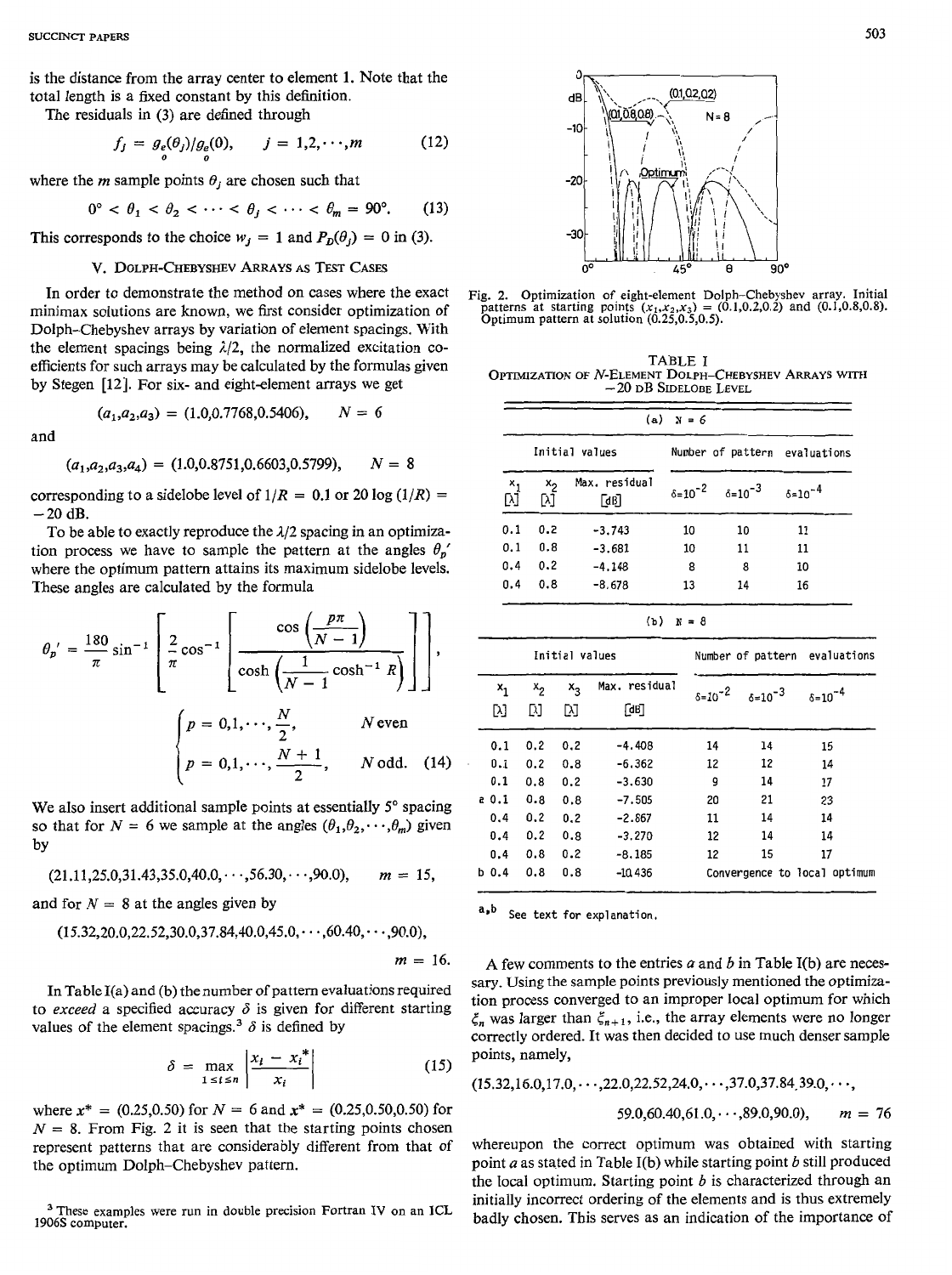is the distance from the array center to element 1. Note that the total length is a fixed constant by this definition.

The residuals in (3) are defined through

$$f_j = g_e(\theta_j)/g_e(0), \quad j = 1,2,\cdots,m \tag{12}$$

where the $m$ sample points $\theta_j$ are chosen such that

$$0° < \theta_1 < \theta_2 < \cdots < \theta_j < \cdots < \theta_m = 90°. \tag{13}$$

This corresponds to the choice $w_j = 1$ and $P_D(\theta_j) = 0$ in (3).

## V. Dolph-Chebyshev Arrays as Test Cases

In order to demonstrate the method on cases where the exact minimax solutions are known, we first consider optimization of Dolph-Chebyshev arrays by variation of element spacings. With the element spacings being $\lambda/2$, the normalized excitation coefficients for such arrays may be calculated by the formulas given by Stegen [12]. For six- and eight-element arrays we get

$$(a_1,a_2,a_3) = (1.0,0.7768,0.5406), \quad N = 6$$

and

$$(a_1,a_2,a_3,a_4) = (1.0,0.8751,0.6603,0.5799), \quad N = 8$$

corresponding to a sidelobe level of $1/R = 0.1$ or $20 \log (1/R) = -20$ dB.

To be able to exactly reproduce the $\lambda/2$ spacing in an optimization process we have to sample the pattern at the angles $\theta_p'$ where the optimum pattern attains its maximum sidelobe levels. These angles are calculated by the formula

$$\theta_p' = \frac{180}{\pi} \sin^{-1}\left[\frac{2}{\pi}\cos^{-1}\left[\frac{\cos\left(\frac{p\pi}{N-1}\right)}{\cosh\left(\frac{1}{N-1}\cosh^{-1} R\right)}\right]\right],$$

$$\begin{cases} p = 0,1,\cdots,\dfrac{N}{2}, & N \text{ even} \\ p = 0,1,\cdots,\dfrac{N+1}{2}, & N \text{ odd.} \end{cases} \tag{14}$$

We also insert additional sample points at essentially 5° spacing so that for $N = 6$ we sample at the angles $(\theta_1,\theta_2,\cdots,\theta_m)$ given by

$$(21.11,25.0,31.43,35.0,40.0,\cdots,56.30,\cdots,90.0), \quad m = 15,$$

and for $N = 8$ at the angles given by

$$(15.32,20.0,22.52,30.0,37.84,40.0,45.0,\cdots,60.40,\cdots,90.0), \quad m = 16.$$

In Table I(a) and (b) the number of pattern evaluations required to *exceed* a specified accuracy $\delta$ is given for different starting values of the element spacings.[3] $\delta$ is defined by

$$\delta = \max_{1 \le i \le n} \left| \frac{x_i - x_i^*}{x_i} \right| \tag{15}$$

where $x^* = (0.25,0.50)$ for $N = 6$ and $x^* = (0.25,0.50,0.50)$ for $N = 8$. From Fig. 2 it is seen that the starting points chosen represent patterns that are considerably different from that of the optimum Dolph-Chebyshev pattern.

[3] These examples were run in double precision Fortran IV on an ICL 1906S computer.

Fig. 2. Optimization of eight-element Dolph-Chebyshev array. Initial patterns at starting points $(x_1,x_2,x_3) = (0.1,0.2,0.2)$ and $(0.1,0.8,0.8)$. Optimum pattern at solution $(0.25,0.5,0.5)$.

TABLE I
OPTIMIZATION OF N-ELEMENT DOLPH-CHEBYSHEV ARRAYS WITH −20 dB SIDELOBE LEVEL

(a) N = 6

| Initial values | | | Number of pattern evaluations | | |
|---|---|---|---|---|---|
| $x_1$ [λ] | $x_2$ [λ] | Max. residual [dB] | $\delta=10^{-2}$ | $\delta=10^{-3}$ | $\delta=10^{-4}$ |
| 0.1 | 0.2 | -3.743 | 10 | 10 | 11 |
| 0.1 | 0.8 | -3.681 | 10 | 11 | 11 |
| 0.4 | 0.2 | -4.148 | 8 | 8 | 10 |
| 0.4 | 0.8 | -8.678 | 13 | 14 | 16 |

(b) N = 8

| Initial values | | | | Number of pattern evaluations | | |
|---|---|---|---|---|---|---|
| $x_1$ [λ] | $x_2$ [λ] | $x_3$ [λ] | Max. residual [dB] | $\delta=10^{-2}$ | $\delta=10^{-3}$ | $\delta=10^{-4}$ |
| 0.1 | 0.2 | 0.2 | -4.408 | 14 | 14 | 15 |
| 0.1 | 0.2 | 0.8 | -6.362 | 12 | 12 | 14 |
| 0.1 | 0.8 | 0.2 | -3.630 | 9 | 14 | 17 |
| a 0.1 | 0.8 | 0.8 | -7.505 | 20 | 21 | 23 |
| 0.4 | 0.2 | 0.2 | -2.867 | 11 | 14 | 14 |
| 0.4 | 0.2 | 0.8 | -3.270 | 12 | 14 | 14 |
| 0.4 | 0.8 | 0.2 | -8.185 | 12 | 15 | 17 |
| b 0.4 | 0.8 | 0.8 | -10.436 | Convergence to local optimum | | |

a,b See text for explanation.

A few comments to the entries a and b in Table I(b) are necessary. Using the sample points previously mentioned the optimization process converged to an improper local optimum for which $\xi_n$ was larger than $\xi_{n+1}$, i.e., the array elements were no longer correctly ordered. It was then decided to use much denser sample points, namely,

$$(15.32,16.0,17.0,\cdots,22.0,22.52,24.0,\cdots,37.0,37.84,39.0,\cdots,$$
$$59.0,60.40,61.0,\cdots,89.0,90.0), \quad m = 76$$

whereupon the correct optimum was obtained with starting point a as stated in Table I(b) while starting point b still produced the local optimum. Starting point b is characterized through an initially incorrect ordering of the elements and is thus extremely badly chosen. This serves as an indication of the importance of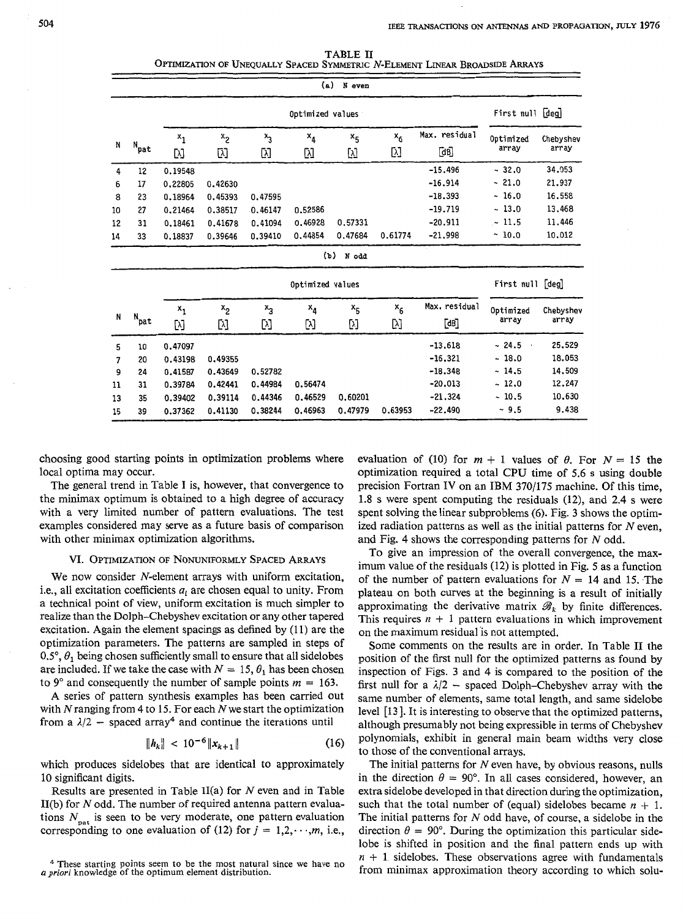TABLE II
OPTIMIZATION OF UNEQUALLY SPACED SYMMETRIC $N$-ELEMENT LINEAR BROADSIDE ARRAYS

(a) N even

| N | $N_{pat}$ | $x_1$ [λ] | $x_2$ [λ] | $x_3$ [λ] | $x_4$ [λ] | $x_5$ [λ] | $x_6$ [λ] | Max. residual [dB] | First null [deg] Optimized array | First null [deg] Chebyshev array |
|---|---|---|---|---|---|---|---|---|---|---|
| 4 | 12 | 0.19548 | | | | | | -15.496 | ~ 32.0 | 34.053 |
| 6 | 17 | 0.22805 | 0.42630 | | | | | -16.914 | ~ 21.0 | 21.937 |
| 8 | 23 | 0.18964 | 0.45393 | 0.47595 | | | | -18.393 | ~ 16.0 | 16.558 |
| 10 | 27 | 0.21464 | 0.38517 | 0.46147 | 0.52586 | | | -19.719 | ~ 13.0 | 13.468 |
| 12 | 31 | 0.18461 | 0.41678 | 0.41094 | 0.46928 | 0.57331 | | -20.911 | ~ 11.5 | 11.446 |
| 14 | 33 | 0.18837 | 0.39646 | 0.39410 | 0.44854 | 0.47684 | 0.61774 | -21.998 | ~ 10.0 | 10.012 |

(b) N odd

| N | $N_{pat}$ | $x_1$ [λ] | $x_2$ [λ] | $x_3$ [λ] | $x_4$ [λ] | $x_5$ [λ] | $x_6$ [λ] | Max. residual [dB] | First null [deg] Optimized array | First null [deg] Chebyshev array |
|---|---|---|---|---|---|---|---|---|---|---|
| 5 | 10 | 0.47097 | | | | | | -13.618 | ~ 24.5 | 25.529 |
| 7 | 20 | 0.43198 | 0.49355 | | | | | -16.321 | ~ 18.0 | 18.053 |
| 9 | 24 | 0.41587 | 0.43649 | 0.52782 | | | | -18.348 | ~ 14.5 | 14.509 |
| 11 | 31 | 0.39784 | 0.42441 | 0.44984 | 0.56474 | | | -20.013 | ~ 12.0 | 12.247 |
| 13 | 35 | 0.39402 | 0.39114 | 0.44346 | 0.46529 | 0.60201 | | -21.324 | ~ 10.5 | 10.630 |
| 15 | 39 | 0.37362 | 0.41130 | 0.38244 | 0.46963 | 0.47979 | 0.63953 | -22.490 | ~ 9.5 | 9.438 |

choosing good starting points in optimization problems where local optima may occur.

The general trend in Table I is, however, that convergence to the minimax optimum is obtained to a high degree of accuracy with a very limited number of pattern evaluations. The test examples considered may serve as a future basis of comparison with other minimax optimization algorithms.

## VI. OPTIMIZATION OF NONUNIFORMLY SPACED ARRAYS

We now consider $N$-element arrays with uniform excitation, i.e., all excitation coefficients $a_i$ are chosen equal to unity. From a technical point of view, uniform excitation is much simpler to realize than the Dolph–Chebyshev excitation or any other tapered excitation. Again the element spacings as defined by (11) are the optimization parameters. The patterns are sampled in steps of 0.5°, $\theta_1$ being chosen sufficiently small to ensure that all sidelobes are included. If we take the case with $N = 15$, $\theta_1$ has been chosen to 9° and consequently the number of sample points $m = 163$.

A series of pattern synthesis examples has been carried out with $N$ ranging from 4 to 15. For each $N$ we start the optimization from a $\lambda/2$ – spaced array[4] and continue the iterations until

$$\|h_k\| < 10^{-6}\|x_{k+1}\| \tag{16}$$

which produces sidelobes that are identical to approximately 10 significant digits.

Results are presented in Table II(a) for $N$ even and in Table II(b) for $N$ odd. The number of required antenna pattern evaluations $N_{pat}$ is seen to be very moderate, one pattern evaluation corresponding to one evaluation of (12) for $j = 1,2,\cdots,m$, i.e., evaluation of (10) for $m + 1$ values of $\theta$. For $N = 15$ the optimization required a total CPU time of 5.6 s using double precision Fortran IV on an IBM 370/175 machine. Of this time, 1.8 s were spent computing the residuals (12), and 2.4 s were spent solving the linear subproblems (6). Fig. 3 shows the optimized radiation patterns as well as the initial patterns for $N$ even, and Fig. 4 shows the corresponding patterns for $N$ odd.

To give an impression of the overall convergence, the maximum value of the residuals (12) is plotted in Fig. 5 as a function of the number of pattern evaluations for $N = 14$ and 15. The plateau on both curves at the beginning is a result of initially approximating the derivative matrix $\mathscr{B}_k$ by finite differences. This requires $n + 1$ pattern evaluations in which improvement on the maximum residual is not attempted.

Some comments on the results are in order. In Table II the position of the first null for the optimized patterns as found by inspection of Figs. 3 and 4 is compared to the position of the first null for a $\lambda/2$ – spaced Dolph–Chebyshev array with the same number of elements, same total length, and same sidelobe level [13]. It is interesting to observe that the optimized patterns, although presumably not being expressible in terms of Chebyshev polynomials, exhibit in general main beam widths very close to those of the conventional arrays.

The initial patterns for $N$ even have, by obvious reasons, nulls in the direction $\theta = 90°$. In all cases considered, however, an extra sidelobe developed in that direction during the optimization, such that the total number of (equal) sidelobes became $n + 1$. The initial patterns for $N$ odd have, of course, a sidelobe in the direction $\theta = 90°$. During the optimization this particular sidelobe is shifted in position and the final pattern ends up with $n + 1$ sidelobes. These observations agree with fundamentals from minimax approximation theory according to which solu-

[4] These starting points seem to be the most natural since we have no *a priori* knowledge of the optimum element distribution.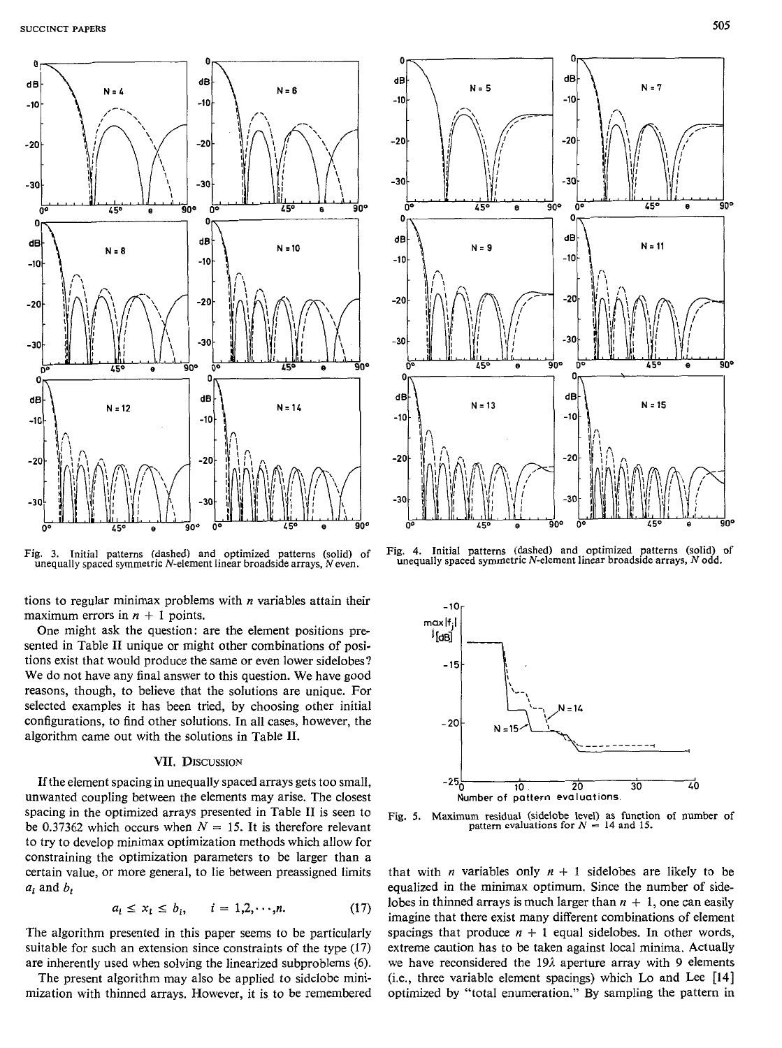Fig. 3. Initial patterns (dashed) and optimized patterns (solid) of unequally spaced symmetric $N$-element linear broadside arrays, $N$ even.

Fig. 4. Initial patterns (dashed) and optimized patterns (solid) of unequally spaced symmetric $N$-element linear broadside arrays, $N$ odd.

tions to regular minimax problems with $n$ variables attain their maximum errors in $n + 1$ points.

One might ask the question: are the element positions presented in Table II unique or might other combinations of positions exist that would produce the same or even lower sidelobes? We do not have any final answer to this question. We have good reasons, though, to believe that the solutions are unique. For selected examples it has been tried, by choosing other initial configurations, to find other solutions. In all cases, however, the algorithm came out with the solutions in Table II.

## VII. Discussion

If the element spacing in unequally spaced arrays gets too small, unwanted coupling between the elements may arise. The closest spacing in the optimized arrays presented in Table II is seen to be 0.37362 which occurs when $N = 15$. It is therefore relevant to try to develop minimax optimization methods which allow for constraining the optimization parameters to be larger than a certain value, or more general, to lie between preassigned limits $a_i$ and $b_i$

$$a_i \leq x_i \leq b_i, \qquad i = 1,2,\cdots,n. \tag{17}$$

The algorithm presented in this paper seems to be particularly suitable for such an extension since constraints of the type (17) are inherently used when solving the linearized subproblems (6).

The present algorithm may also be applied to sidelobe minimization with thinned arrays. However, it is to be remembered that with $n$ variables only $n + 1$ sidelobes are likely to be equalized in the minimax optimum. Since the number of sidelobes in thinned arrays is much larger than $n + 1$, one can easily imagine that there exist many different combinations of element spacings that produce $n + 1$ equal sidelobes. In other words, extreme caution has to be taken against local minima. Actually we have reconsidered the $19\lambda$ aperture array with 9 elements (i.e., three variable element spacings) which Lo and Lee [14] optimized by "total enumeration." By sampling the pattern in

Fig. 5. Maximum residual (sidelobe level) as function of number of pattern evaluations for $N = 14$ and 15.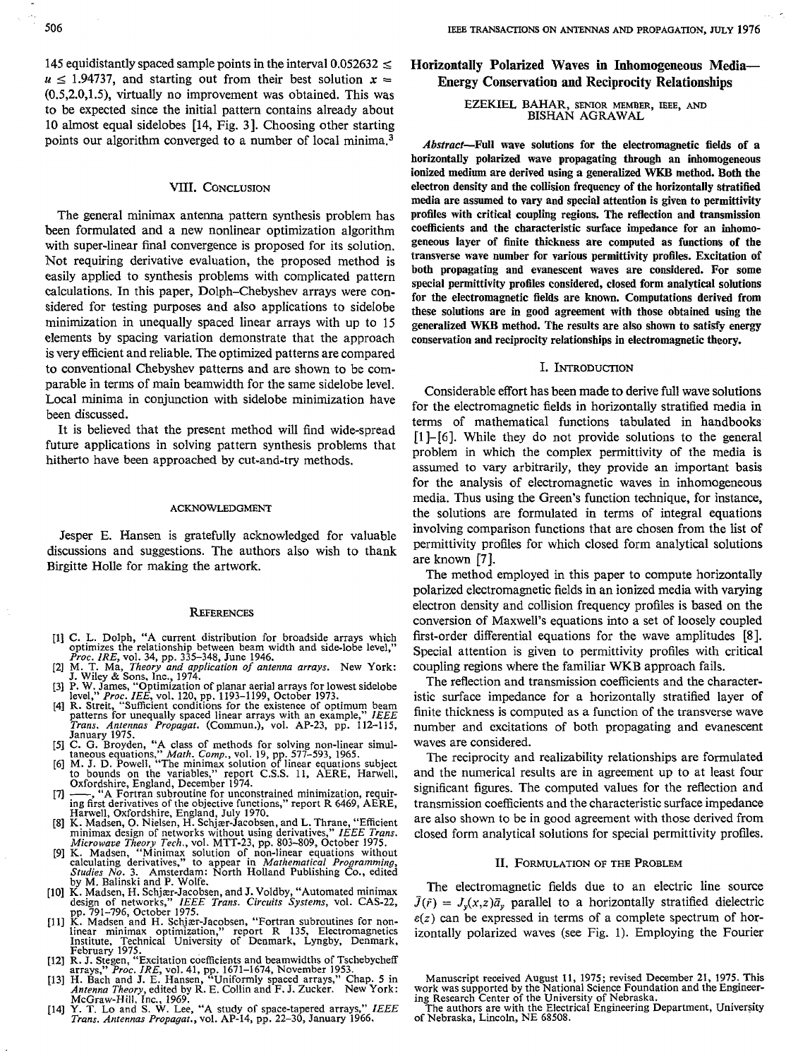145 equidistantly spaced sample points in the interval $0.052632 \leq u \leq 1.94737$, and starting out from their best solution $x = (0.5,2.0,1.5)$, virtually no improvement was obtained. This was to be expected since the initial pattern contains already about 10 almost equal sidelobes [14, Fig. 3]. Choosing other starting points our algorithm converged to a number of local minima.[3]

## VIII. Conclusion

The general minimax antenna pattern synthesis problem has been formulated and a new nonlinear optimization algorithm with super-linear final convergence is proposed for its solution. Not requiring derivative evaluation, the proposed method is easily applied to synthesis problems with complicated pattern calculations. In this paper, Dolph–Chebyshev arrays were considered for testing purposes and also applications to sidelobe minimization in unequally spaced linear arrays with up to 15 elements by spacing variation demonstrate that the approach is very efficient and reliable. The optimized patterns are compared to conventional Chebyshev patterns and are shown to be comparable in terms of main beamwidth for the same sidelobe level. Local minima in conjunction with sidelobe minimization have been discussed.

It is believed that the present method will find wide-spread future applications in solving pattern synthesis problems that hitherto have been approached by cut-and-try methods.

### Acknowledgment

Jesper E. Hansen is gratefully acknowledged for valuable discussions and suggestions. The authors also wish to thank Birgitte Holle for making the artwork.

### References

[1] C. L. Dolph, "A current distribution for broadside arrays which optimizes the relationship between beam width and side-lobe level," *Proc. IRE*, vol. 34, pp. 335–348, June 1946.

[2] M. T. Ma, *Theory and application of antenna arrays*. New York: J. Wiley & Sons, Inc., 1974.

[3] P. W. James, "Optimization of planar aerial arrays for lowest sidelobe level," *Proc. IEE*, vol. 120, pp. 1193–1199, October 1973.

[4] R. Streit, "Sufficient conditions for the existence of optimum beam patterns for unequally spaced linear arrays with an example," *IEEE Trans. Antennas Propagat.* (Commun.), vol. AP-23, pp. 112–115, January 1975.

[5] C. G. Broyden, "A class of methods for solving non-linear simultaneous equations," *Math. Comp.*, vol. 19, pp. 577–593, 1965.

[6] M. J. D. Powell, "The minimax solution of linear equations subject to bounds on the variables," report C.S.S. 11, AERE, Harwell, Oxfordshire, England, December 1974.

[7] ——, "A Fortran subroutine for unconstrained minimization, requiring first derivatives of the objective functions," report R 6469, AERE, Harwell, Oxfordshire, England, July 1970.

[8] K. Madsen, O. Nielsen, H. Schjær-Jacobsen, and L. Thrane, "Efficient minimax design of networks without using derivatives," *IEEE Trans. Microwave Theory Tech.*, vol. MTT-23, pp. 803–809, October 1975.

[9] K. Madsen, "Minimax solution of non-linear equations without calculating derivatives," to appear in *Mathematical Programming, Studies No. 3*. Amsterdam: North Holland Publishing Co., edited by M. Balinski and P. Wolfe.

[10] K. Madsen, H. Schjær-Jacobsen, and J. Voldby, "Automated minimax design of networks," *IEEE Trans. Circuits Systems*, vol. CAS-22, pp. 791–796, October 1975.

[11] K. Madsen and H. Schjær-Jacobsen, "Fortran subroutines for nonlinear minimax optimization," report R 135, Electromagnetics Institute, Technical University of Denmark, Lyngby, Denmark, February 1975.

[12] R. J. Stegen, "Excitation coefficients and beamwidths of Tschebycheff arrays," *Proc. IRE*, vol. 41, pp. 1671–1674, November 1953.

[13] H. Bach and J. E. Hansen, "Uniformly spaced arrays," Chap. 5 in *Antenna Theory*, edited by R. E. Collin and F. J. Zucker. New York: McGraw-Hill, Inc., 1969.

[14] Y. T. Lo and S. W. Lee, "A study of space-tapered arrays," *IEEE Trans. Antennas Propagat.*, vol. AP-14, pp. 22–30, January 1966.

# Horizontally Polarized Waves in Inhomogeneous Media—Energy Conservation and Reciprocity Relationships

EZEKIEL BAHAR, SENIOR MEMBER, IEEE, AND BISHAN AGRAWAL

***Abstract*—Full wave solutions for the electromagnetic fields of a horizontally polarized wave propagating through an inhomogeneous ionized medium are derived using a generalized WKB method. Both the electron density and the collision frequency of the horizontally stratified media are assumed to vary and special attention is given to permittivity profiles with critical coupling regions. The reflection and transmission coefficients and the characteristic surface impedance for an inhomogeneous layer of finite thickness are computed as functions of the transverse wave number for various permittivity profiles. Excitation of both propagating and evanescent waves are considered. For some special permittivity profiles considered, closed form analytical solutions for the electromagnetic fields are known. Computations derived from these solutions are in good agreement with those obtained using the generalized WKB method. The results are also shown to satisfy energy conservation and reciprocity relationships in electromagnetic theory.**

## I. Introduction

Considerable effort has been made to derive full wave solutions for the electromagnetic fields in horizontally stratified media in terms of mathematical functions tabulated in handbooks [1]–[6]. While they do not provide solutions to the general problem in which the complex permittivity of the media is assumed to vary arbitrarily, they provide an important basis for the analysis of electromagnetic waves in inhomogeneous media. Thus using the Green's function technique, for instance, the solutions are formulated in terms of integral equations involving comparison functions that are chosen from the list of permittivity profiles for which closed form analytical solutions are known [7].

The method employed in this paper to compute horizontally polarized electromagnetic fields in an ionized media with varying electron density and collision frequency profiles is based on the conversion of Maxwell's equations into a set of loosely coupled first-order differential equations for the wave amplitudes [8]. Special attention is given to permittivity profiles with critical coupling regions where the familiar WKB approach fails.

The reflection and transmission coefficients and the characteristic surface impedance for a horizontally stratified layer of finite thickness is computed as a function of the transverse wave number and excitations of both propagating and evanescent waves are considered.

The reciprocity and realizability relationships are formulated and the numerical results are in agreement up to at least four significant figures. The computed values for the reflection and transmission coefficients and the characteristic surface impedance are also shown to be in good agreement with those derived from closed form analytical solutions for special permittivity profiles.

## II. Formulation of the Problem

The electromagnetic fields due to an electric line source $\bar{J}(\bar{r}) = J_y(x,z)\bar{a}_y$ parallel to a horizontally stratified dielectric $\varepsilon(z)$ can be expressed in terms of a complete spectrum of horizontally polarized waves (see Fig. 1). Employing the Fourier

Manuscript received August 11, 1975; revised December 21, 1975. This work was supported by the National Science Foundation and the Engineering Research Center of the University of Nebraska.

The authors are with the Electrical Engineering Department, University of Nebraska, Lincoln, NE 68508.